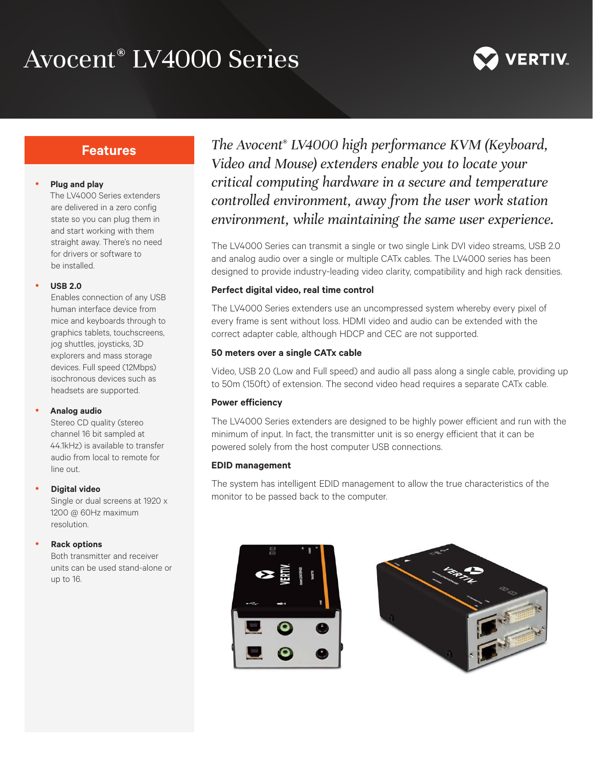# Avocent® LV4000 Series

## Features

- **Plug and play**
  The LV4000 Series extenders are delivered in a zero config state so you can plug them in and start working with them straight away. There's no need for drivers or software to be installed.

- **USB 2.0**
  Enables connection of any USB human interface device from mice and keyboards through to graphics tablets, touchscreens, jog shuttles, joysticks, 3D explorers and mass storage devices. Full speed (12Mbps) isochronous devices such as headsets are supported.

- **Analog audio**
  Stereo CD quality (stereo channel 16 bit sampled at 44.1kHz) is available to transfer audio from local to remote for line out.

- **Digital video**
  Single or dual screens at 1920 x 1200 @ 60Hz maximum resolution.

- **Rack options**
  Both transmitter and receiver units can be used stand-alone or up to 16.

*The Avocent® LV4000 high performance KVM (Keyboard, Video and Mouse) extenders enable you to locate your critical computing hardware in a secure and temperature controlled environment, away from the user work station environment, while maintaining the same user experience.*

The LV4000 Series can transmit a single or two single Link DVI video streams, USB 2.0 and analog audio over a single or multiple CATx cables. The LV4000 series has been designed to provide industry-leading video clarity, compatibility and high rack densities.

### Perfect digital video, real time control

The LV4000 Series extenders use an uncompressed system whereby every pixel of every frame is sent without loss. HDMI video and audio can be extended with the correct adapter cable, although HDCP and CEC are not supported.

### 50 meters over a single CATx cable

Video, USB 2.0 (Low and Full speed) and audio all pass along a single cable, providing up to 50m (150ft) of extension. The second video head requires a separate CATx cable.

### Power efficiency

The LV4000 Series extenders are designed to be highly power efficient and run with the minimum of input. In fact, the transmitter unit is so energy efficient that it can be powered solely from the host computer USB connections.

### EDID management

The system has intelligent EDID management to allow the true characteristics of the monitor to be passed back to the computer.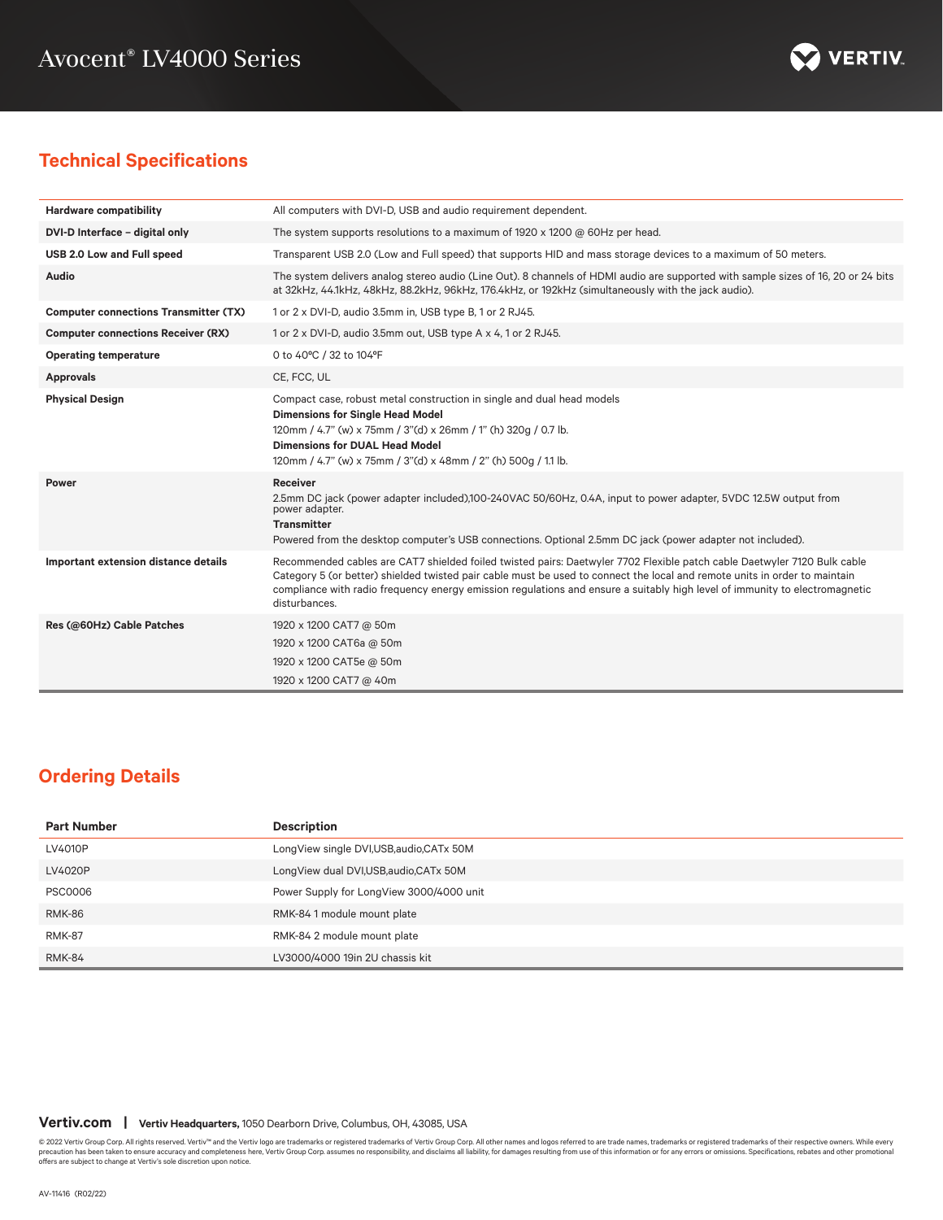# Avocent® LV4000 Series

## Technical Specifications

| | |
|---|---|
| **Hardware compatibility** | All computers with DVI-D, USB and audio requirement dependent. |
| **DVI-D Interface – digital only** | The system supports resolutions to a maximum of 1920 x 1200 @ 60Hz per head. |
| **USB 2.0 Low and Full speed** | Transparent USB 2.0 (Low and Full speed) that supports HID and mass storage devices to a maximum of 50 meters. |
| **Audio** | The system delivers analog stereo audio (Line Out). 8 channels of HDMI audio are supported with sample sizes of 16, 20 or 24 bits at 32kHz, 44.1kHz, 48kHz, 88.2kHz, 96kHz, 176.4kHz, or 192kHz (simultaneously with the jack audio). |
| **Computer connections Transmitter (TX)** | 1 or 2 x DVI-D, audio 3.5mm in, USB type B, 1 or 2 RJ45. |
| **Computer connections Receiver (RX)** | 1 or 2 x DVI-D, audio 3.5mm out, USB type A x 4, 1 or 2 RJ45. |
| **Operating temperature** | 0 to 40°C / 32 to 104°F |
| **Approvals** | CE, FCC, UL |
| **Physical Design** | Compact case, robust metal construction in single and dual head models<br>**Dimensions for Single Head Model**<br>120mm / 4.7" (w) x 75mm / 3"(d) x 26mm / 1" (h) 320g / 0.7 lb.<br>**Dimensions for DUAL Head Model**<br>120mm / 4.7" (w) x 75mm / 3"(d) x 48mm / 2" (h) 500g / 1.1 lb. |
| **Power** | **Receiver**<br>2.5mm DC jack (power adapter included),100-240VAC 50/60Hz, 0.4A, input to power adapter, 5VDC 12.5W output from power adapter.<br>**Transmitter**<br>Powered from the desktop computer's USB connections. Optional 2.5mm DC jack (power adapter not included). |
| **Important extension distance details** | Recommended cables are CAT7 shielded foiled twisted pairs: Daetwyler 7702 Flexible patch cable Daetwyler 7120 Bulk cable Category 5 (or better) shielded twisted pair cable must be used to connect the local and remote units in order to maintain compliance with radio frequency energy emission regulations and ensure a suitably high level of immunity to electromagnetic disturbances. |
| **Res (@60Hz) Cable Patches** | 1920 x 1200 CAT7 @ 50m<br>1920 x 1200 CAT6a @ 50m<br>1920 x 1200 CAT5e @ 50m<br>1920 x 1200 CAT7 @ 40m |

## Ordering Details

| Part Number | Description |
|---|---|
| LV4010P | LongView single DVI,USB,audio,CATx 50M |
| LV4020P | LongView dual DVI,USB,audio,CATx 50M |
| PSC0006 | Power Supply for LongView 3000/4000 unit |
| RMK-86 | RMK-84 1 module mount plate |
| RMK-87 | RMK-84 2 module mount plate |
| RMK-84 | LV3000/4000 19in 2U chassis kit |

**Vertiv.com** | **Vertiv Headquarters,** 1050 Dearborn Drive, Columbus, OH, 43085, USA

© 2022 Vertiv Group Corp. All rights reserved. Vertiv™ and the Vertiv logo are trademarks or registered trademarks of Vertiv Group Corp. All other names and logos referred to are trade names, trademarks or registered trademarks of their respective owners. While every precaution has been taken to ensure accuracy and completeness here, Vertiv Group Corp. assumes no responsibility, and disclaims all liability, for damages resulting from use of this information or for any errors or omissions. Specifications, rebates and other promotional offers are subject to change at Vertiv's sole discretion upon notice.

AV-11416 (R02/22)